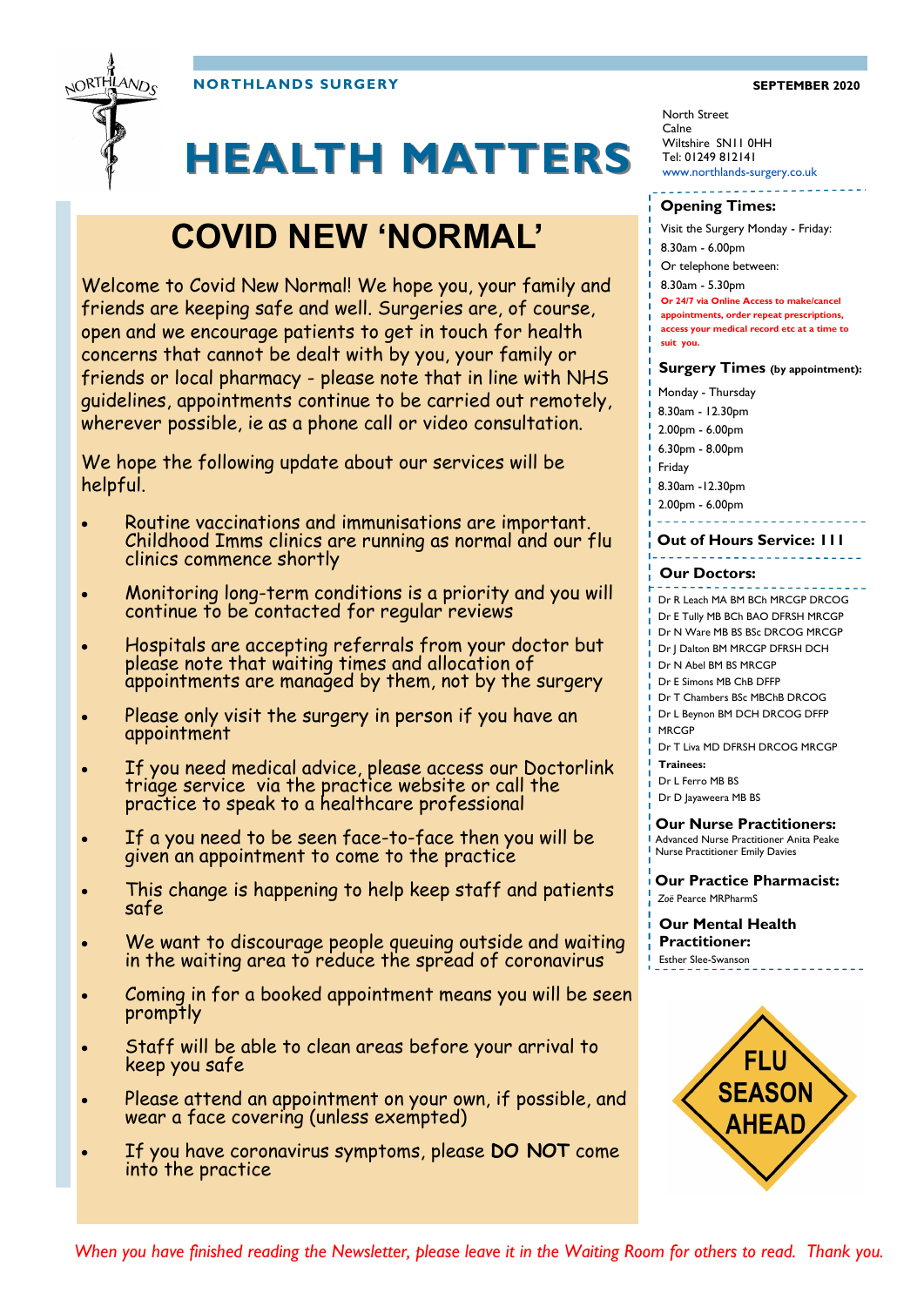NORTHLANDS SURGERY

SEPTEMBER 2020

# HEALTH MATTERS

## COVID NEW 'NORMAL'

Welcome to Covid New Normal! We hope you, your family and friends are keeping safe and well. Surgeries are, of course, open and we encourage patients to get in touch for health concerns that cannot be dealt with by you, your family or friends or local pharmacy - please note that in line with NHS guidelines, appointments continue to be carried out remotely, wherever possible, ie as a phone call or video consultation.

We hope the following update about our services will be helpful.

- Routine vaccinations and immunisations are important. Childhood Imms clinics are running as normal and our flu clinics commence shortly
- Monitoring long-term conditions is a priority and you will continue to be contacted for regular reviews
- Hospitals are accepting referrals from your doctor but please note that waiting times and allocation of appointments are managed by them, not by the surgery
- Please only visit the surgery in person if you have an appointment
- If you need medical advice, please access our Doctorlink triage service via the practice website or call the practice to speak to a healthcare professional
- If a you need to be seen face-to-face then you will be given an appointment to come to the practice
- This change is happening to help keep staff and patients safe
- We want to discourage people queuing outside and waiting in the waiting area to reduce the spread of coronavirus
- Coming in for a booked appointment means you will be seen promptly
- Staff will be able to clean areas before your arrival to keep you safe
- Please attend an appointment on your own, if possible, and wear a face covering (unless exempted)
- If you have coronavirus symptoms, please **DO NOT** come into the practice

North Street
Calne
Wiltshire SN11 0HH
Tel: 01249 812141
www.northlands-surgery.co.uk

### Opening Times:

Visit the Surgery Monday - Friday:
8.30am - 6.00pm
Or telephone between:
8.30am - 5.30pm
**Or 24/7 via Online Access to make/cancel appointments, order repeat prescriptions, access your medical record etc at a time to suit you.**

### Surgery Times (by appointment):

Monday - Thursday
8.30am - 12.30pm
2.00pm - 6.00pm
6.30pm - 8.00pm
Friday
8.30am -12.30pm
2.00pm - 6.00pm

### Out of Hours Service: 111

### Our Doctors:

Dr R Leach MA BM BCh MRCGP DRCOG
Dr E Tully MB BCh BAO DFRSH MRCGP
Dr N Ware MB BS BSc DRCOG MRCGP
Dr J Dalton BM MRCGP DFRSH DCH
Dr N Abel BM BS MRCGP
Dr E Simons MB ChB DFFP
Dr T Chambers BSc MBChB DRCOG
Dr L Beynon BM DCH DRCOG DFFP MRCGP
Dr T Liva MD DFRSH DRCOG MRCGP

**Trainees:**
Dr L Ferro MB BS
Dr D Jayaweera MB BS

### Our Nurse Practitioners:

Advanced Nurse Practitioner Anita Peake
Nurse Practitioner Emily Davies

### Our Practice Pharmacist:

Zoë Pearce MRPharmS

### Our Mental Health Practitioner:

Esther Slee-Swanson

FLU SEASON AHEAD

*When you have finished reading the Newsletter, please leave it in the Waiting Room for others to read. Thank you.*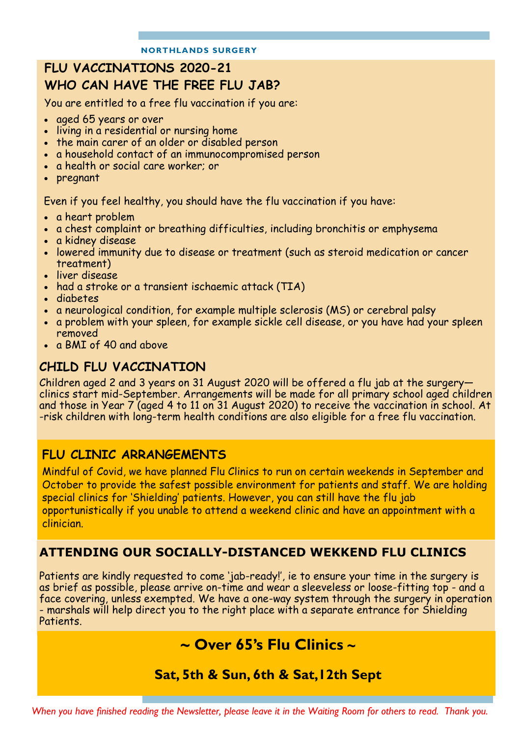NORTHLANDS SURGERY

## FLU VACCINATIONS 2020-21
## WHO CAN HAVE THE FREE FLU JAB?

You are entitled to a free flu vaccination if you are:

- aged 65 years or over
- living in a residential or nursing home
- the main carer of an older or disabled person
- a household contact of an immunocompromised person
- a health or social care worker; or
- pregnant

Even if you feel healthy, you should have the flu vaccination if you have:

- a heart problem
- a chest complaint or breathing difficulties, including bronchitis or emphysema
- a kidney disease
- lowered immunity due to disease or treatment (such as steroid medication or cancer treatment)
- liver disease
- had a stroke or a transient ischaemic attack (TIA)
- diabetes
- a neurological condition, for example multiple sclerosis (MS) or cerebral palsy
- a problem with your spleen, for example sickle cell disease, or you have had your spleen removed
- a BMI of 40 and above

## CHILD FLU VACCINATION

Children aged 2 and 3 years on 31 August 2020 will be offered a flu jab at the surgery—clinics start mid-September. Arrangements will be made for all primary school aged children and those in Year 7 (aged 4 to 11 on 31 August 2020) to receive the vaccination in school. At-risk children with long-term health conditions are also eligible for a free flu vaccination.

## FLU CLINIC ARRANGEMENTS

Mindful of Covid, we have planned Flu Clinics to run on certain weekends in September and October to provide the safest possible environment for patients and staff. We are holding special clinics for 'Shielding' patients. However, you can still have the flu jab opportunistically if you unable to attend a weekend clinic and have an appointment with a clinician.

## ATTENDING OUR SOCIALLY-DISTANCED WEKKEND FLU CLINICS

Patients are kindly requested to come 'jab-ready!', ie to ensure your time in the surgery is as brief as possible, please arrive on-time and wear a sleeveless or loose-fitting top - and a face covering, unless exempted. We have a one-way system through the surgery in operation - marshals will help direct you to the right place with a separate entrance for Shielding Patients.

## ~ Over 65's Flu Clinics ~

**Sat, 5th & Sun, 6th & Sat,12th Sept**

*When you have finished reading the Newsletter, please leave it in the Waiting Room for others to read. Thank you.*